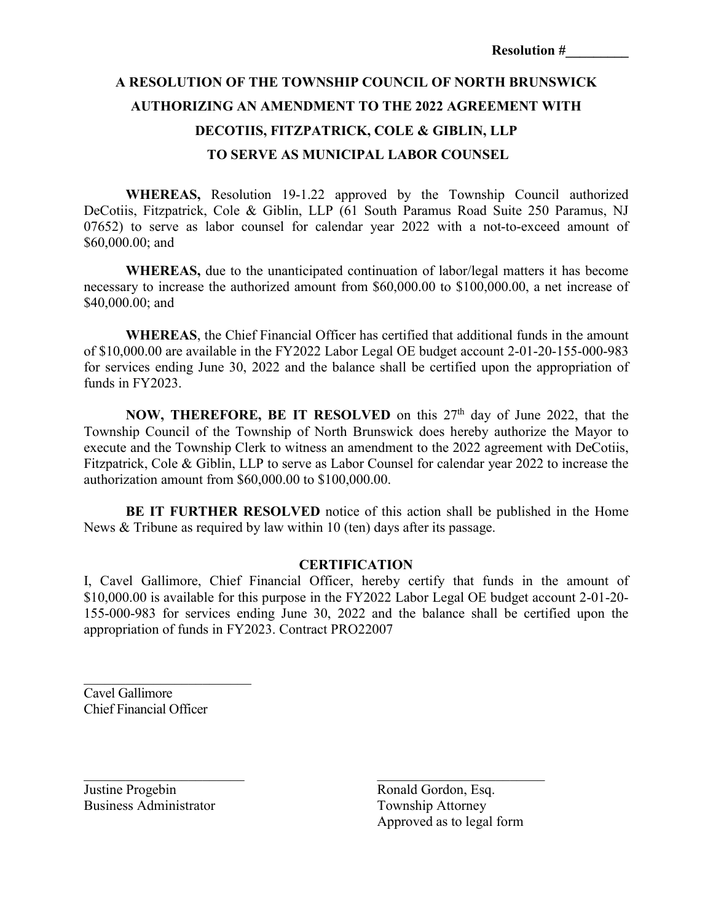**Resolution #\_\_\_\_\_\_\_\_\_**

# A RESOLUTION OF THE TOWNSHIP COUNCIL OF NORTH BRUNSWICK AUTHORIZING AN AMENDMENT TO THE 2022 AGREEMENT WITH DECOTIIS, FITZPATRICK, COLE & GIBLIN, LLP TO SERVE AS MUNICIPAL LABOR COUNSEL

**WHEREAS,** Resolution 19-1.22 approved by the Township Council authorized DeCotiis, Fitzpatrick, Cole & Giblin, LLP (61 South Paramus Road Suite 250 Paramus, NJ 07652) to serve as labor counsel for calendar year 2022 with a not-to-exceed amount of $60,000.00; and

**WHEREAS,** due to the unanticipated continuation of labor/legal matters it has become necessary to increase the authorized amount from $60,000.00 to $100,000.00, a net increase of $40,000.00; and

**WHEREAS**, the Chief Financial Officer has certified that additional funds in the amount of $10,000.00 are available in the FY2022 Labor Legal OE budget account 2-01-20-155-000-983 for services ending June 30, 2022 and the balance shall be certified upon the appropriation of funds in FY2023.

**NOW, THEREFORE, BE IT RESOLVED** on this 27th day of June 2022, that the Township Council of the Township of North Brunswick does hereby authorize the Mayor to execute and the Township Clerk to witness an amendment to the 2022 agreement with DeCotiis, Fitzpatrick, Cole & Giblin, LLP to serve as Labor Counsel for calendar year 2022 to increase the authorization amount from $60,000.00 to $100,000.00.

**BE IT FURTHER RESOLVED** notice of this action shall be published in the Home News & Tribune as required by law within 10 (ten) days after its passage.

**CERTIFICATION**

I, Cavel Gallimore, Chief Financial Officer, hereby certify that funds in the amount of $10,000.00 is available for this purpose in the FY2022 Labor Legal OE budget account 2-01-20-155-000-983 for services ending June 30, 2022 and the balance shall be certified upon the appropriation of funds in FY2023. Contract PRO22007

\_\_\_\_\_\_\_\_\_\_\_\_\_\_\_\_\_\_\_\_\_\_\_\_\_

Cavel Gallimore
Chief Financial Officer

\_\_\_\_\_\_\_\_\_\_\_\_\_\_\_\_\_\_\_\_\_\_\_\_\_

Justine Progebin
Business Administrator

\_\_\_\_\_\_\_\_\_\_\_\_\_\_\_\_\_\_\_\_\_\_\_\_\_

Ronald Gordon, Esq.
Township Attorney
Approved as to legal form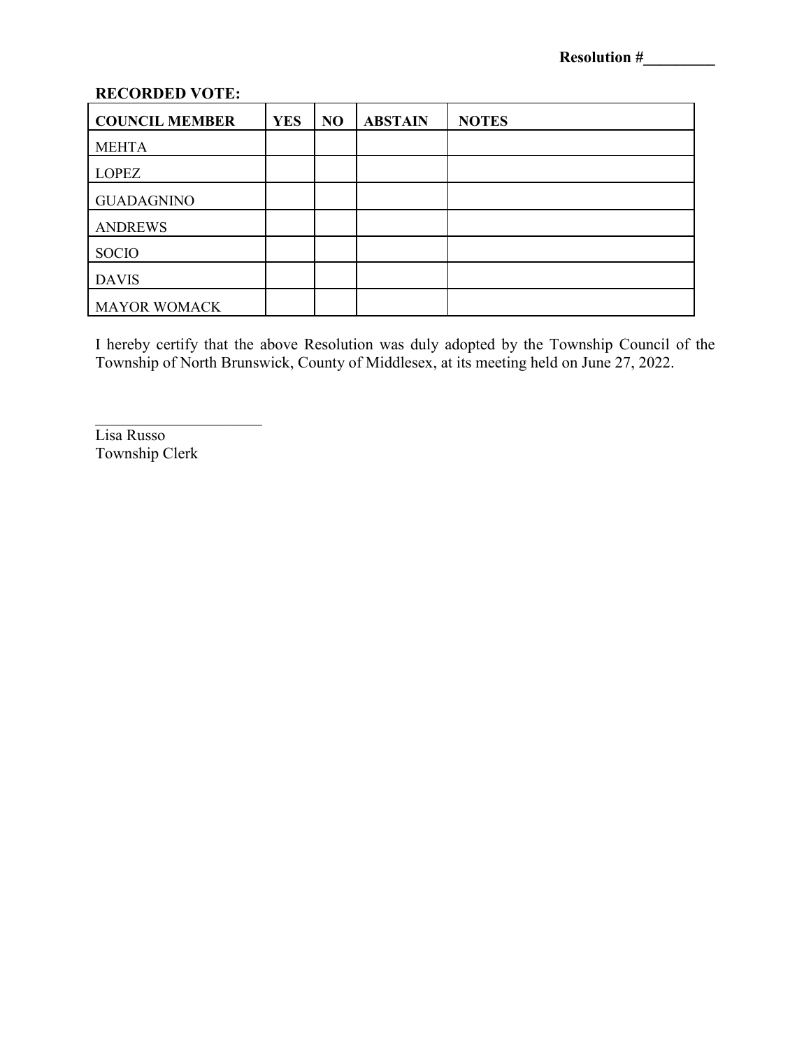**Resolution #\_\_\_\_\_\_\_\_\_**

**RECORDED VOTE:**

| COUNCIL MEMBER | YES | NO | ABSTAIN | NOTES |
|---|---|---|---|---|
| MEHTA | | | | |
| LOPEZ | | | | |
| GUADAGNINO | | | | |
| ANDREWS | | | | |
| SOCIO | | | | |
| DAVIS | | | | |
| MAYOR WOMACK | | | | |

I hereby certify that the above Resolution was duly adopted by the Township Council of the Township of North Brunswick, County of Middlesex, at its meeting held on June 27, 2022.

\_\_\_\_\_\_\_\_\_\_\_\_\_\_\_\_\_\_\_\_\_\_

Lisa Russo
Township Clerk